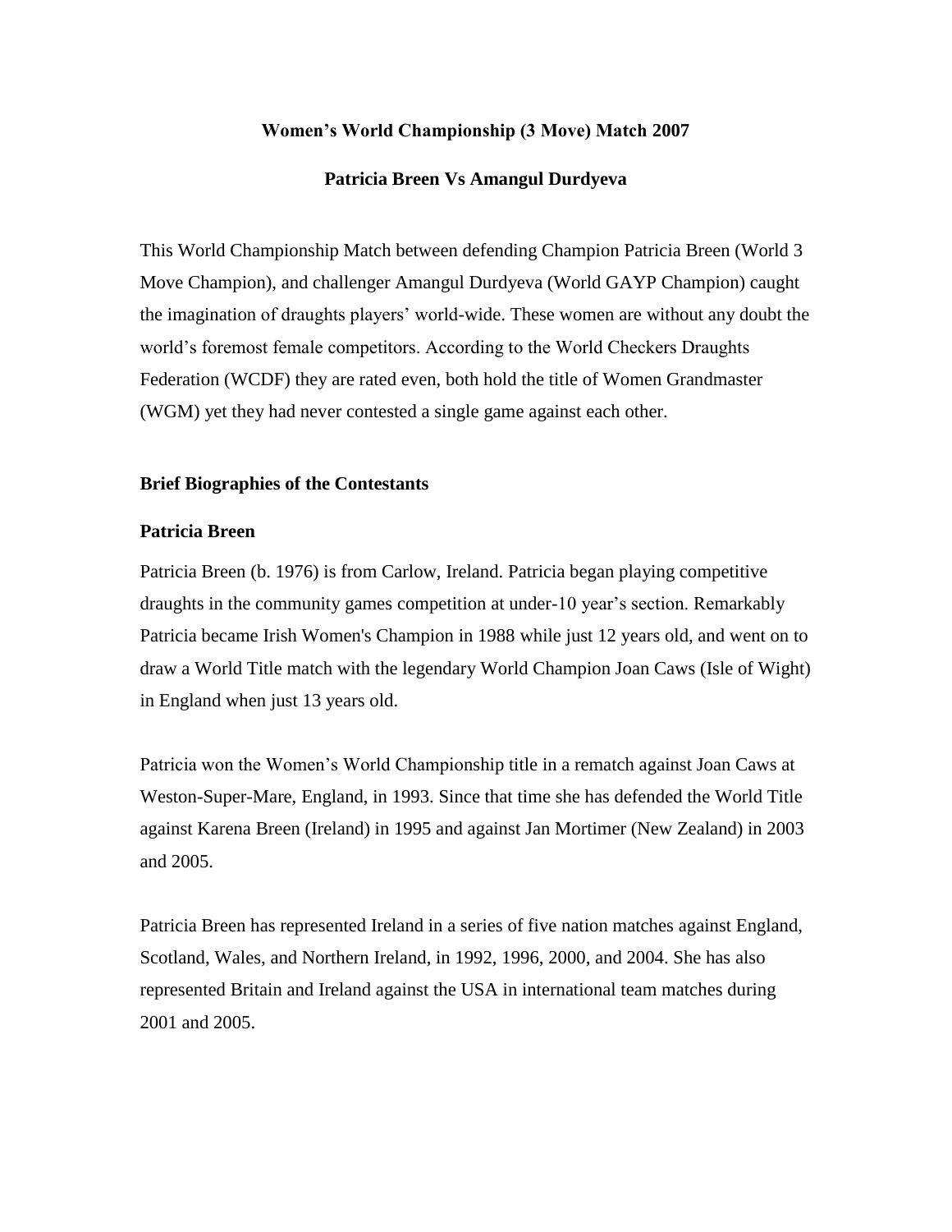# Women's World Championship (3 Move) Match 2007

## Patricia Breen Vs Amangul Durdyeva

This World Championship Match between defending Champion Patricia Breen (World 3 Move Champion), and challenger Amangul Durdyeva (World GAYP Champion) caught the imagination of draughts players' world-wide. These women are without any doubt the world's foremost female competitors. According to the World Checkers Draughts Federation (WCDF) they are rated even, both hold the title of Women Grandmaster (WGM) yet they had never contested a single game against each other.

### Brief Biographies of the Contestants

### Patricia Breen

Patricia Breen (b. 1976) is from Carlow, Ireland. Patricia began playing competitive draughts in the community games competition at under-10 year's section. Remarkably Patricia became Irish Women's Champion in 1988 while just 12 years old, and went on to draw a World Title match with the legendary World Champion Joan Caws (Isle of Wight) in England when just 13 years old.

Patricia won the Women's World Championship title in a rematch against Joan Caws at Weston-Super-Mare, England, in 1993. Since that time she has defended the World Title against Karena Breen (Ireland) in 1995 and against Jan Mortimer (New Zealand) in 2003 and 2005.

Patricia Breen has represented Ireland in a series of five nation matches against England, Scotland, Wales, and Northern Ireland, in 1992, 1996, 2000, and 2004. She has also represented Britain and Ireland against the USA in international team matches during 2001 and 2005.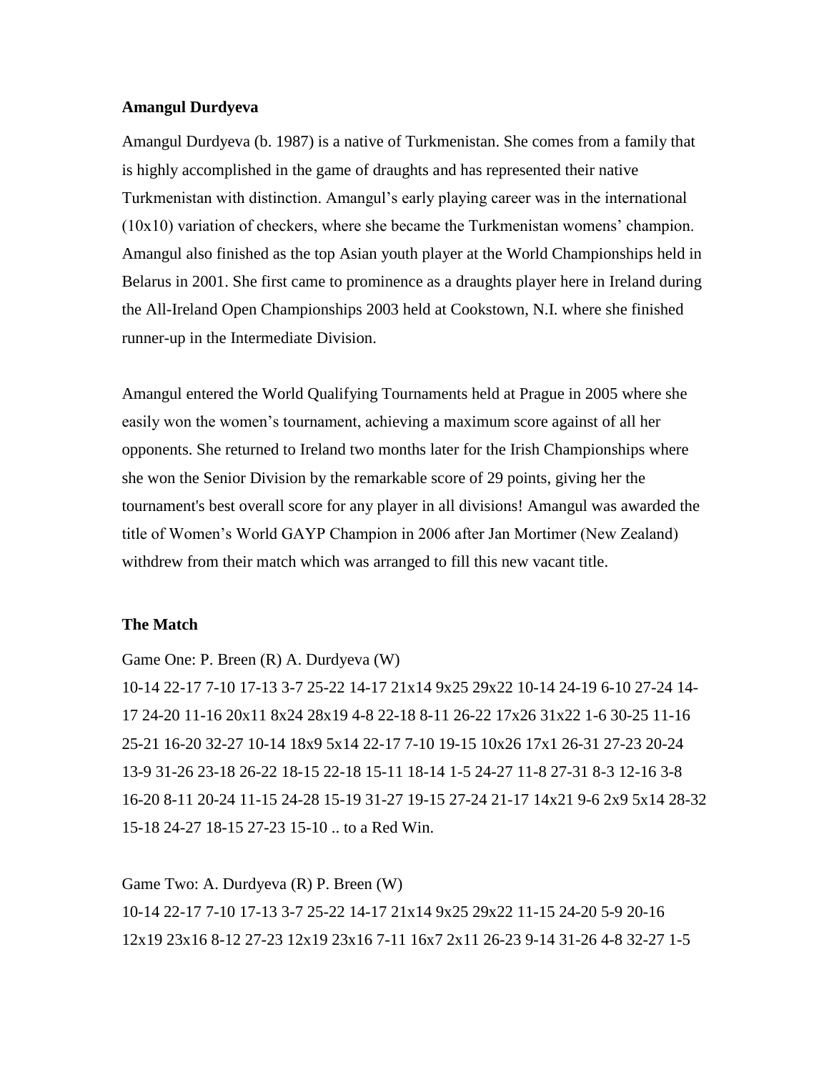**Amangul Durdyeva**

Amangul Durdyeva (b. 1987) is a native of Turkmenistan. She comes from a family that is highly accomplished in the game of draughts and has represented their native Turkmenistan with distinction. Amangul's early playing career was in the international (10x10) variation of checkers, where she became the Turkmenistan womens' champion. Amangul also finished as the top Asian youth player at the World Championships held in Belarus in 2001. She first came to prominence as a draughts player here in Ireland during the All-Ireland Open Championships 2003 held at Cookstown, N.I. where she finished runner-up in the Intermediate Division.

Amangul entered the World Qualifying Tournaments held at Prague in 2005 where she easily won the women's tournament, achieving a maximum score against of all her opponents. She returned to Ireland two months later for the Irish Championships where she won the Senior Division by the remarkable score of 29 points, giving her the tournament's best overall score for any player in all divisions! Amangul was awarded the title of Women's World GAYP Champion in 2006 after Jan Mortimer (New Zealand) withdrew from their match which was arranged to fill this new vacant title.

**The Match**

Game One: P. Breen (R) A. Durdyeva (W)
10-14 22-17 7-10 17-13 3-7 25-22 14-17 21x14 9x25 29x22 10-14 24-19 6-10 27-24 14-17 24-20 11-16 20x11 8x24 28x19 4-8 22-18 8-11 26-22 17x26 31x22 1-6 30-25 11-16 25-21 16-20 32-27 10-14 18x9 5x14 22-17 7-10 19-15 10x26 17x1 26-31 27-23 20-24 13-9 31-26 23-18 26-22 18-15 22-18 15-11 18-14 1-5 24-27 11-8 27-31 8-3 12-16 3-8 16-20 8-11 20-24 11-15 24-28 15-19 31-27 19-15 27-24 21-17 14x21 9-6 2x9 5x14 28-32 15-18 24-27 18-15 27-23 15-10 .. to a Red Win.

Game Two: A. Durdyeva (R) P. Breen (W)
10-14 22-17 7-10 17-13 3-7 25-22 14-17 21x14 9x25 29x22 11-15 24-20 5-9 20-16 12x19 23x16 8-12 27-23 12x19 23x16 7-11 16x7 2x11 26-23 9-14 31-26 4-8 32-27 1-5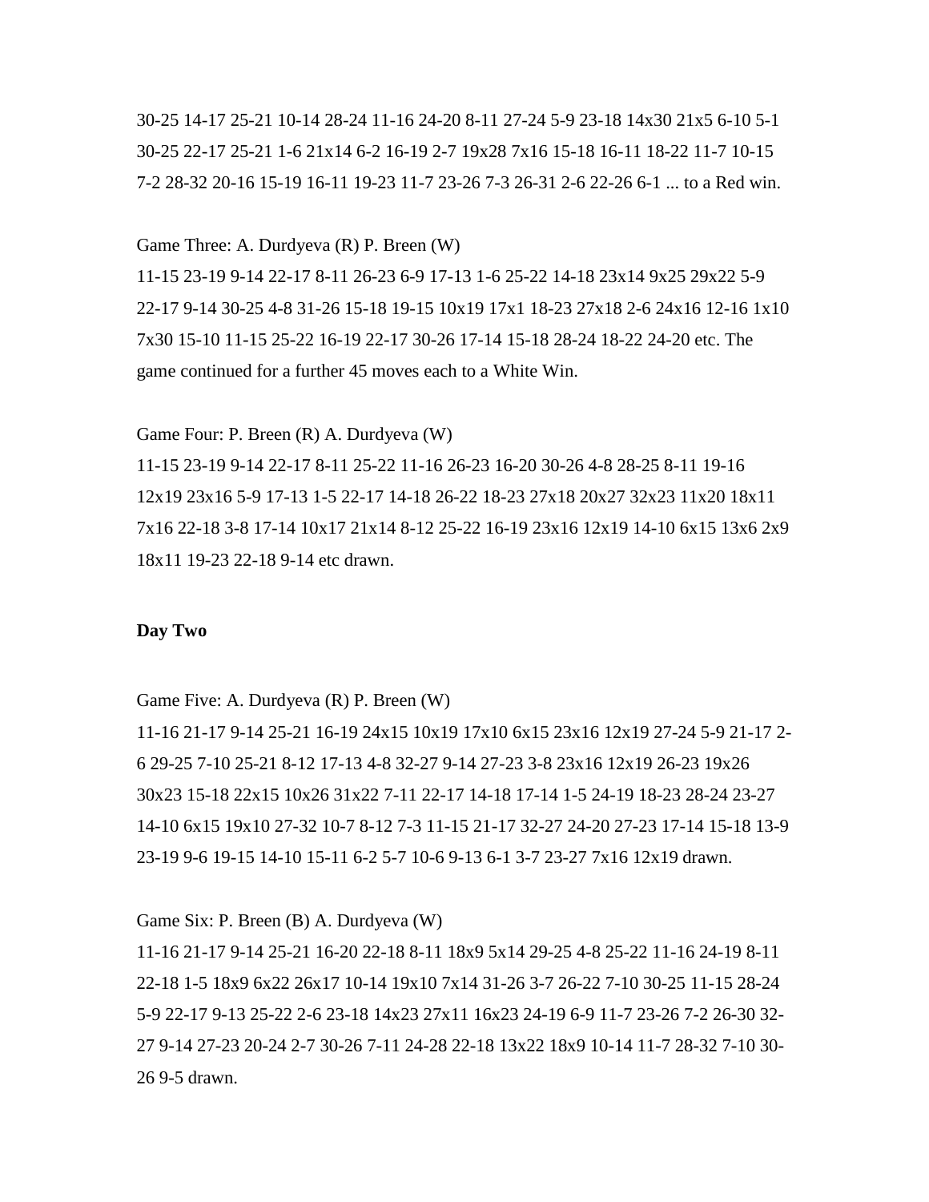30-25 14-17 25-21 10-14 28-24 11-16 24-20 8-11 27-24 5-9 23-18 14x30 21x5 6-10 5-1 30-25 22-17 25-21 1-6 21x14 6-2 16-19 2-7 19x28 7x16 15-18 16-11 18-22 11-7 10-15 7-2 28-32 20-16 15-19 16-11 19-23 11-7 23-26 7-3 26-31 2-6 22-26 6-1 ... to a Red win.

Game Three: A. Durdyeva (R) P. Breen (W)
11-15 23-19 9-14 22-17 8-11 26-23 6-9 17-13 1-6 25-22 14-18 23x14 9x25 29x22 5-9 22-17 9-14 30-25 4-8 31-26 15-18 19-15 10x19 17x1 18-23 27x18 2-6 24x16 12-16 1x10 7x30 15-10 11-15 25-22 16-19 22-17 30-26 17-14 15-18 28-24 18-22 24-20 etc. The game continued for a further 45 moves each to a White Win.

Game Four: P. Breen (R) A. Durdyeva (W)
11-15 23-19 9-14 22-17 8-11 25-22 11-16 26-23 16-20 30-26 4-8 28-25 8-11 19-16 12x19 23x16 5-9 17-13 1-5 22-17 14-18 26-22 18-23 27x18 20x27 32x23 11x20 18x11 7x16 22-18 3-8 17-14 10x17 21x14 8-12 25-22 16-19 23x16 12x19 14-10 6x15 13x6 2x9 18x11 19-23 22-18 9-14 etc drawn.

**Day Two**

Game Five: A. Durdyeva (R) P. Breen (W)
11-16 21-17 9-14 25-21 16-19 24x15 10x19 17x10 6x15 23x16 12x19 27-24 5-9 21-17 2-6 29-25 7-10 25-21 8-12 17-13 4-8 32-27 9-14 27-23 3-8 23x16 12x19 26-23 19x26 30x23 15-18 22x15 10x26 31x22 7-11 22-17 14-18 17-14 1-5 24-19 18-23 28-24 23-27 14-10 6x15 19x10 27-32 10-7 8-12 7-3 11-15 21-17 32-27 24-20 27-23 17-14 15-18 13-9 23-19 9-6 19-15 14-10 15-11 6-2 5-7 10-6 9-13 6-1 3-7 23-27 7x16 12x19 drawn.

Game Six: P. Breen (B) A. Durdyeva (W)
11-16 21-17 9-14 25-21 16-20 22-18 8-11 18x9 5x14 29-25 4-8 25-22 11-16 24-19 8-11 22-18 1-5 18x9 6x22 26x17 10-14 19x10 7x14 31-26 3-7 26-22 7-10 30-25 11-15 28-24 5-9 22-17 9-13 25-22 2-6 23-18 14x23 27x11 16x23 24-19 6-9 11-7 23-26 7-2 26-30 32-27 9-14 27-23 20-24 2-7 30-26 7-11 24-28 22-18 13x22 18x9 10-14 11-7 28-32 7-10 30-26 9-5 drawn.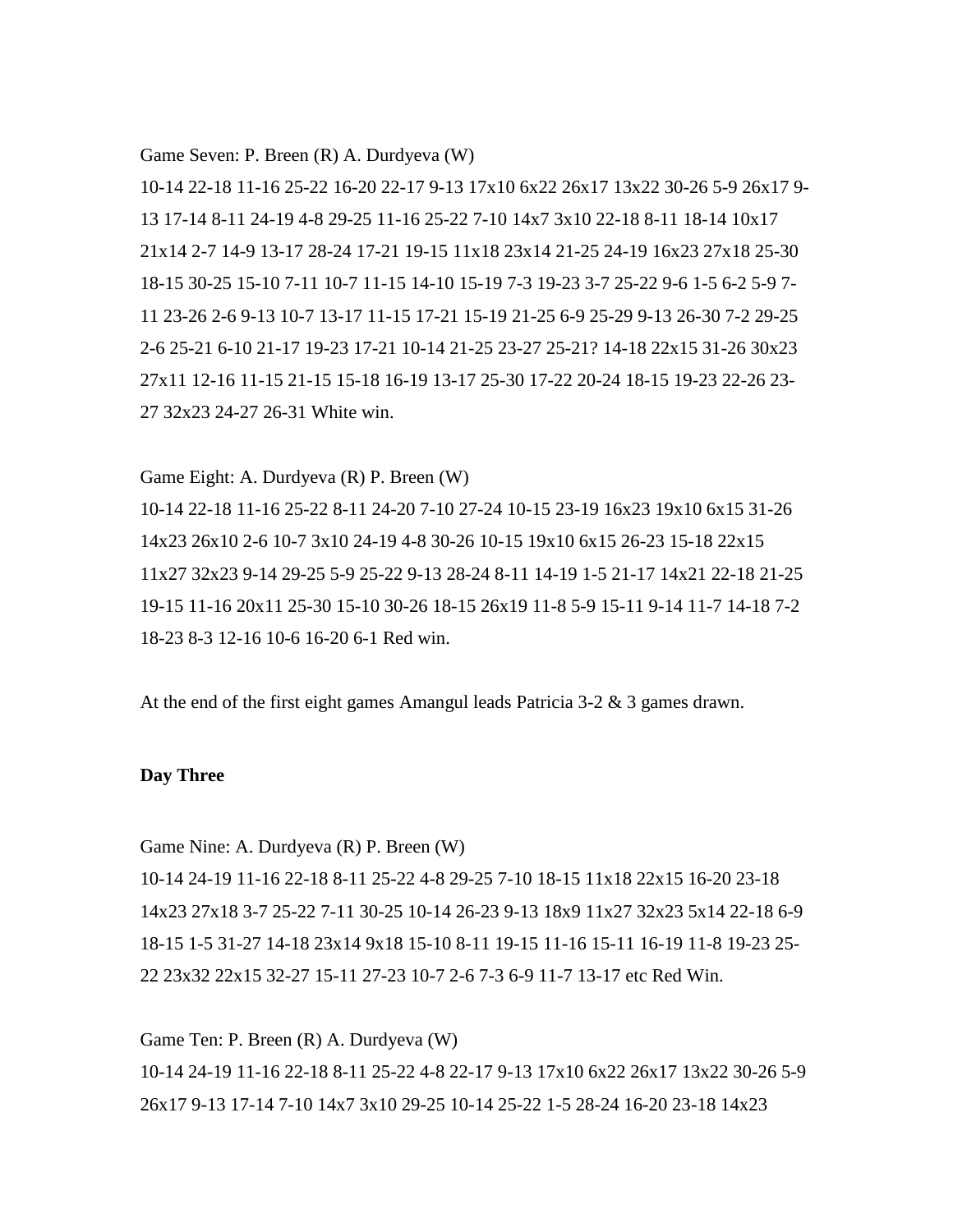Game Seven: P. Breen (R) A. Durdyeva (W)

10-14 22-18 11-16 25-22 16-20 22-17 9-13 17x10 6x22 26x17 13x22 30-26 5-9 26x17 9-13 17-14 8-11 24-19 4-8 29-25 11-16 25-22 7-10 14x7 3x10 22-18 8-11 18-14 10x17 21x14 2-7 14-9 13-17 28-24 17-21 19-15 11x18 23x14 21-25 24-19 16x23 27x18 25-30 18-15 30-25 15-10 7-11 10-7 11-15 14-10 15-19 7-3 19-23 3-7 25-22 9-6 1-5 6-2 5-9 7-11 23-26 2-6 9-13 10-7 13-17 11-15 17-21 15-19 21-25 6-9 25-29 9-13 26-30 7-2 29-25 2-6 25-21 6-10 21-17 19-23 17-21 10-14 21-25 23-27 25-21? 14-18 22x15 31-26 30x23 27x11 12-16 11-15 21-15 15-18 16-19 13-17 25-30 17-22 20-24 18-15 19-23 22-26 23-27 32x23 24-27 26-31 White win.

Game Eight: A. Durdyeva (R) P. Breen (W)

10-14 22-18 11-16 25-22 8-11 24-20 7-10 27-24 10-15 23-19 16x23 19x10 6x15 31-26 14x23 26x10 2-6 10-7 3x10 24-19 4-8 30-26 10-15 19x10 6x15 26-23 15-18 22x15 11x27 32x23 9-14 29-25 5-9 25-22 9-13 28-24 8-11 14-19 1-5 21-17 14x21 22-18 21-25 19-15 11-16 20x11 25-30 15-10 30-26 18-15 26x19 11-8 5-9 15-11 9-14 11-7 14-18 7-2 18-23 8-3 12-16 10-6 16-20 6-1 Red win.

At the end of the first eight games Amangul leads Patricia 3-2 & 3 games drawn.

**Day Three**

Game Nine: A. Durdyeva (R) P. Breen (W)

10-14 24-19 11-16 22-18 8-11 25-22 4-8 29-25 7-10 18-15 11x18 22x15 16-20 23-18 14x23 27x18 3-7 25-22 7-11 30-25 10-14 26-23 9-13 18x9 11x27 32x23 5x14 22-18 6-9 18-15 1-5 31-27 14-18 23x14 9x18 15-10 8-11 19-15 11-16 15-11 16-19 11-8 19-23 25-22 23x32 22x15 32-27 15-11 27-23 10-7 2-6 7-3 6-9 11-7 13-17 etc Red Win.

Game Ten: P. Breen (R) A. Durdyeva (W)

10-14 24-19 11-16 22-18 8-11 25-22 4-8 22-17 9-13 17x10 6x22 26x17 13x22 30-26 5-9 26x17 9-13 17-14 7-10 14x7 3x10 29-25 10-14 25-22 1-5 28-24 16-20 23-18 14x23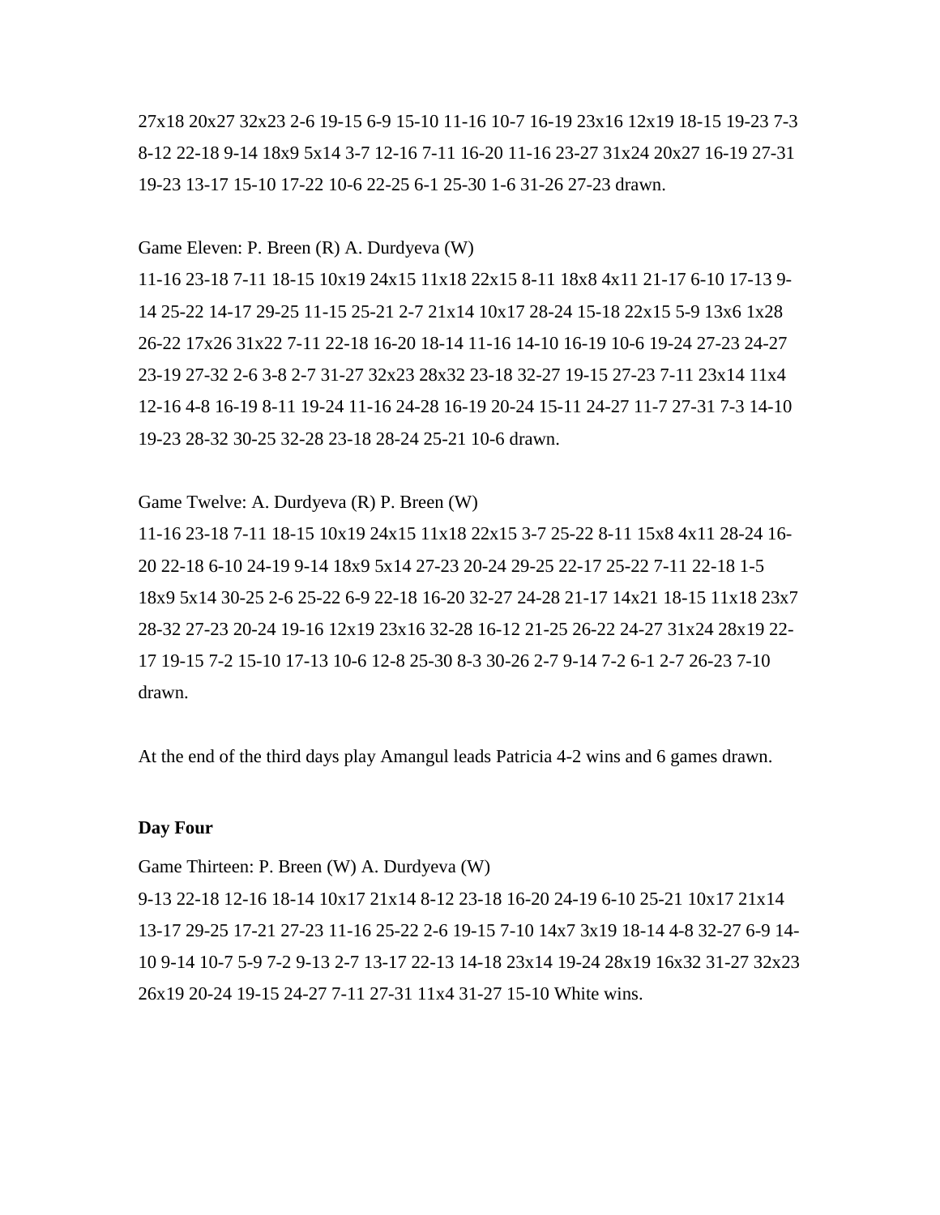27x18 20x27 32x23 2-6 19-15 6-9 15-10 11-16 10-7 16-19 23x16 12x19 18-15 19-23 7-3 8-12 22-18 9-14 18x9 5x14 3-7 12-16 7-11 16-20 11-16 23-27 31x24 20x27 16-19 27-31 19-23 13-17 15-10 17-22 10-6 22-25 6-1 25-30 1-6 31-26 27-23 drawn.

Game Eleven: P. Breen (R) A. Durdyeva (W)
11-16 23-18 7-11 18-15 10x19 24x15 11x18 22x15 8-11 18x8 4x11 21-17 6-10 17-13 9-14 25-22 14-17 29-25 11-15 25-21 2-7 21x14 10x17 28-24 15-18 22x15 5-9 13x6 1x28 26-22 17x26 31x22 7-11 22-18 16-20 18-14 11-16 14-10 16-19 10-6 19-24 27-23 24-27 23-19 27-32 2-6 3-8 2-7 31-27 32x23 28x32 23-18 32-27 19-15 27-23 7-11 23x14 11x4 12-16 4-8 16-19 8-11 19-24 11-16 24-28 16-19 20-24 15-11 24-27 11-7 27-31 7-3 14-10 19-23 28-32 30-25 32-28 23-18 28-24 25-21 10-6 drawn.

Game Twelve: A. Durdyeva (R) P. Breen (W)
11-16 23-18 7-11 18-15 10x19 24x15 11x18 22x15 3-7 25-22 8-11 15x8 4x11 28-24 16-20 22-18 6-10 24-19 9-14 18x9 5x14 27-23 20-24 29-25 22-17 25-22 7-11 22-18 1-5 18x9 5x14 30-25 2-6 25-22 6-9 22-18 16-20 32-27 24-28 21-17 14x21 18-15 11x18 23x7 28-32 27-23 20-24 19-16 12x19 23x16 32-28 16-12 21-25 26-22 24-27 31x24 28x19 22-17 19-15 7-2 15-10 17-13 10-6 12-8 25-30 8-3 30-26 2-7 9-14 7-2 6-1 2-7 26-23 7-10 drawn.

At the end of the third days play Amangul leads Patricia 4-2 wins and 6 games drawn.

**Day Four**

Game Thirteen: P. Breen (W) A. Durdyeva (W)
9-13 22-18 12-16 18-14 10x17 21x14 8-12 23-18 16-20 24-19 6-10 25-21 10x17 21x14 13-17 29-25 17-21 27-23 11-16 25-22 2-6 19-15 7-10 14x7 3x19 18-14 4-8 32-27 6-9 14-10 9-14 10-7 5-9 7-2 9-13 2-7 13-17 22-13 14-18 23x14 19-24 28x19 16x32 31-27 32x23 26x19 20-24 19-15 24-27 7-11 27-31 11x4 31-27 15-10 White wins.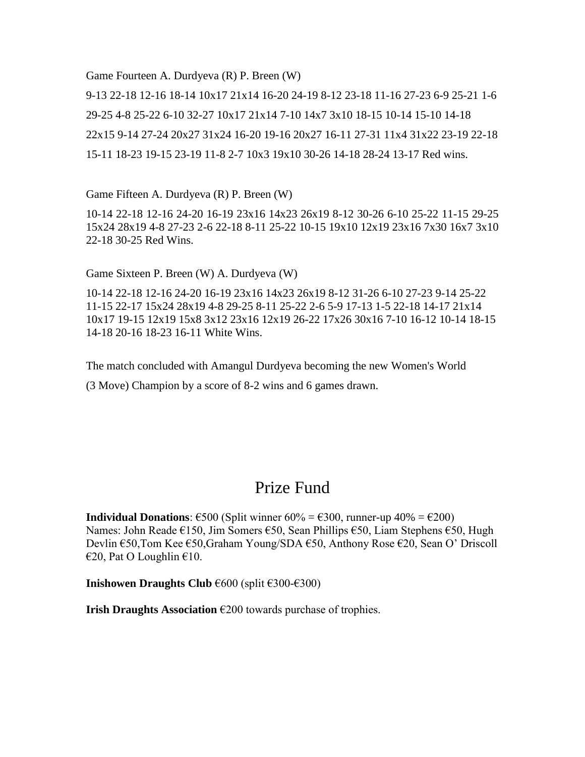Game Fourteen A. Durdyeva (R) P. Breen (W)

9-13 22-18 12-16 18-14 10x17 21x14 16-20 24-19 8-12 23-18 11-16 27-23 6-9 25-21 1-6 29-25 4-8 25-22 6-10 32-27 10x17 21x14 7-10 14x7 3x10 18-15 10-14 15-10 14-18 22x15 9-14 27-24 20x27 31x24 16-20 19-16 20x27 16-11 27-31 11x4 31x22 23-19 22-18 15-11 18-23 19-15 23-19 11-8 2-7 10x3 19x10 30-26 14-18 28-24 13-17 Red wins.

Game Fifteen A. Durdyeva (R) P. Breen (W)

10-14 22-18 12-16 24-20 16-19 23x16 14x23 26x19 8-12 30-26 6-10 25-22 11-15 29-25 15x24 28x19 4-8 27-23 2-6 22-18 8-11 25-22 10-15 19x10 12x19 23x16 7x30 16x7 3x10 22-18 30-25 Red Wins.

Game Sixteen P. Breen (W) A. Durdyeva (W)

10-14 22-18 12-16 24-20 16-19 23x16 14x23 26x19 8-12 31-26 6-10 27-23 9-14 25-22 11-15 22-17 15x24 28x19 4-8 29-25 8-11 25-22 2-6 5-9 17-13 1-5 22-18 14-17 21x14 10x17 19-15 12x19 15x8 3x12 23x16 12x19 26-22 17x26 30x16 7-10 16-12 10-14 18-15 14-18 20-16 18-23 16-11 White Wins.

The match concluded with Amangul Durdyeva becoming the new Women's World (3 Move) Champion by a score of 8-2 wins and 6 games drawn.

# Prize Fund

**Individual Donations**: €500 (Split winner 60% = €300, runner-up 40% = €200) Names: John Reade €150, Jim Somers €50, Sean Phillips €50, Liam Stephens €50, Hugh Devlin €50,Tom Kee €50,Graham Young/SDA €50, Anthony Rose €20, Sean O' Driscoll €20, Pat O Loughlin €10.

**Inishowen Draughts Club** €600 (split €300-€300)

**Irish Draughts Association** €200 towards purchase of trophies.